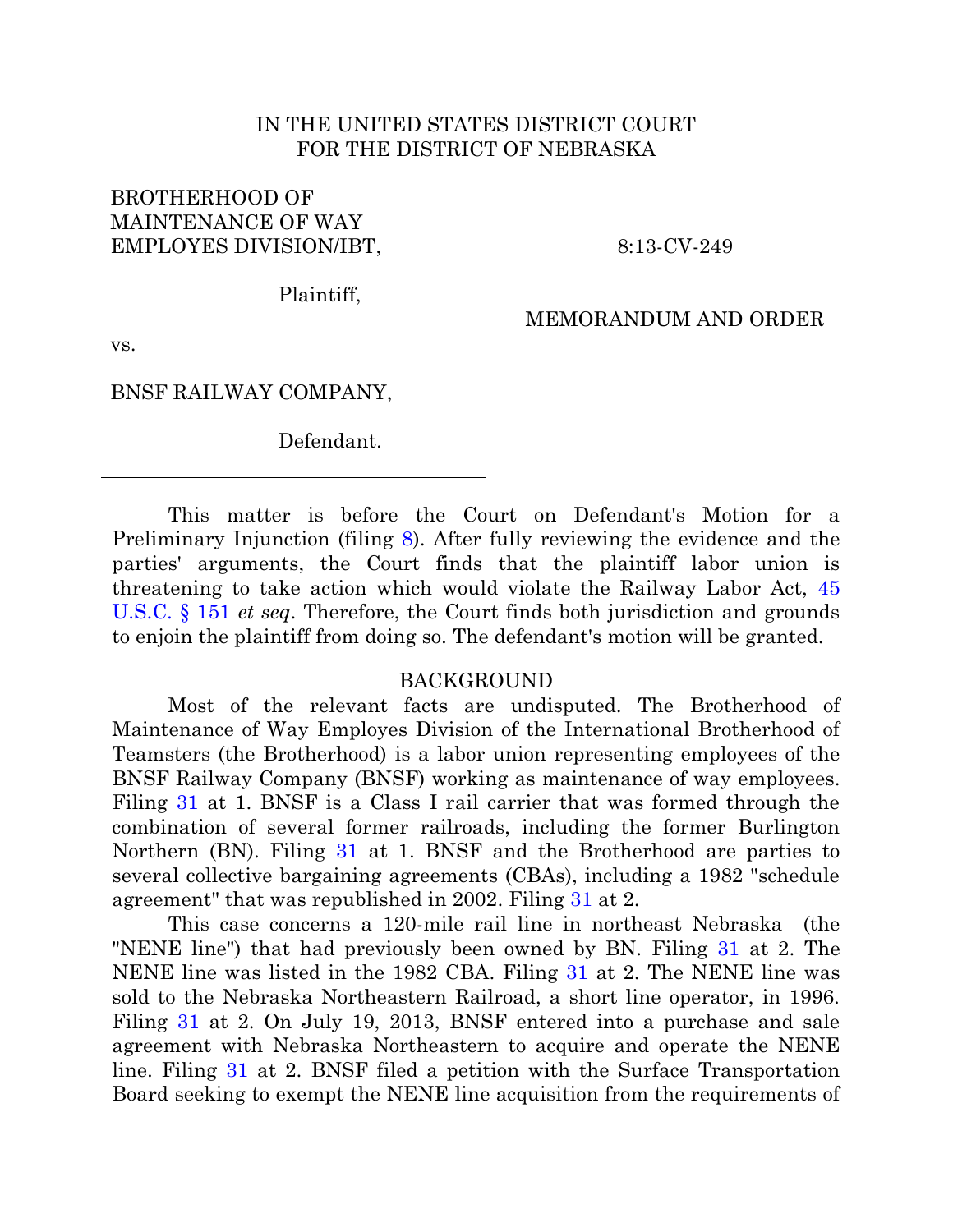IN THE UNITED STATES DISTRICT COURT
FOR THE DISTRICT OF NEBRASKA

| | |
|---|---|
| BROTHERHOOD OF MAINTENANCE OF WAY EMPLOYES DIVISION/IBT,<br><br>Plaintiff,<br><br>vs.<br><br>BNSF RAILWAY COMPANY,<br><br>Defendant. | 8:13-CV-249<br><br>MEMORANDUM AND ORDER |

This matter is before the Court on Defendant's Motion for a Preliminary Injunction (filing 8). After fully reviewing the evidence and the parties' arguments, the Court finds that the plaintiff labor union is threatening to take action which would violate the Railway Labor Act, 45 U.S.C. § 151 *et seq*. Therefore, the Court finds both jurisdiction and grounds to enjoin the plaintiff from doing so. The defendant's motion will be granted.

## BACKGROUND

Most of the relevant facts are undisputed. The Brotherhood of Maintenance of Way Employes Division of the International Brotherhood of Teamsters (the Brotherhood) is a labor union representing employees of the BNSF Railway Company (BNSF) working as maintenance of way employees. Filing 31 at 1. BNSF is a Class I rail carrier that was formed through the combination of several former railroads, including the former Burlington Northern (BN). Filing 31 at 1. BNSF and the Brotherhood are parties to several collective bargaining agreements (CBAs), including a 1982 "schedule agreement" that was republished in 2002. Filing 31 at 2.

This case concerns a 120-mile rail line in northeast Nebraska (the "NENE line") that had previously been owned by BN. Filing 31 at 2. The NENE line was listed in the 1982 CBA. Filing 31 at 2. The NENE line was sold to the Nebraska Northeastern Railroad, a short line operator, in 1996. Filing 31 at 2. On July 19, 2013, BNSF entered into a purchase and sale agreement with Nebraska Northeastern to acquire and operate the NENE line. Filing 31 at 2. BNSF filed a petition with the Surface Transportation Board seeking to exempt the NENE line acquisition from the requirements of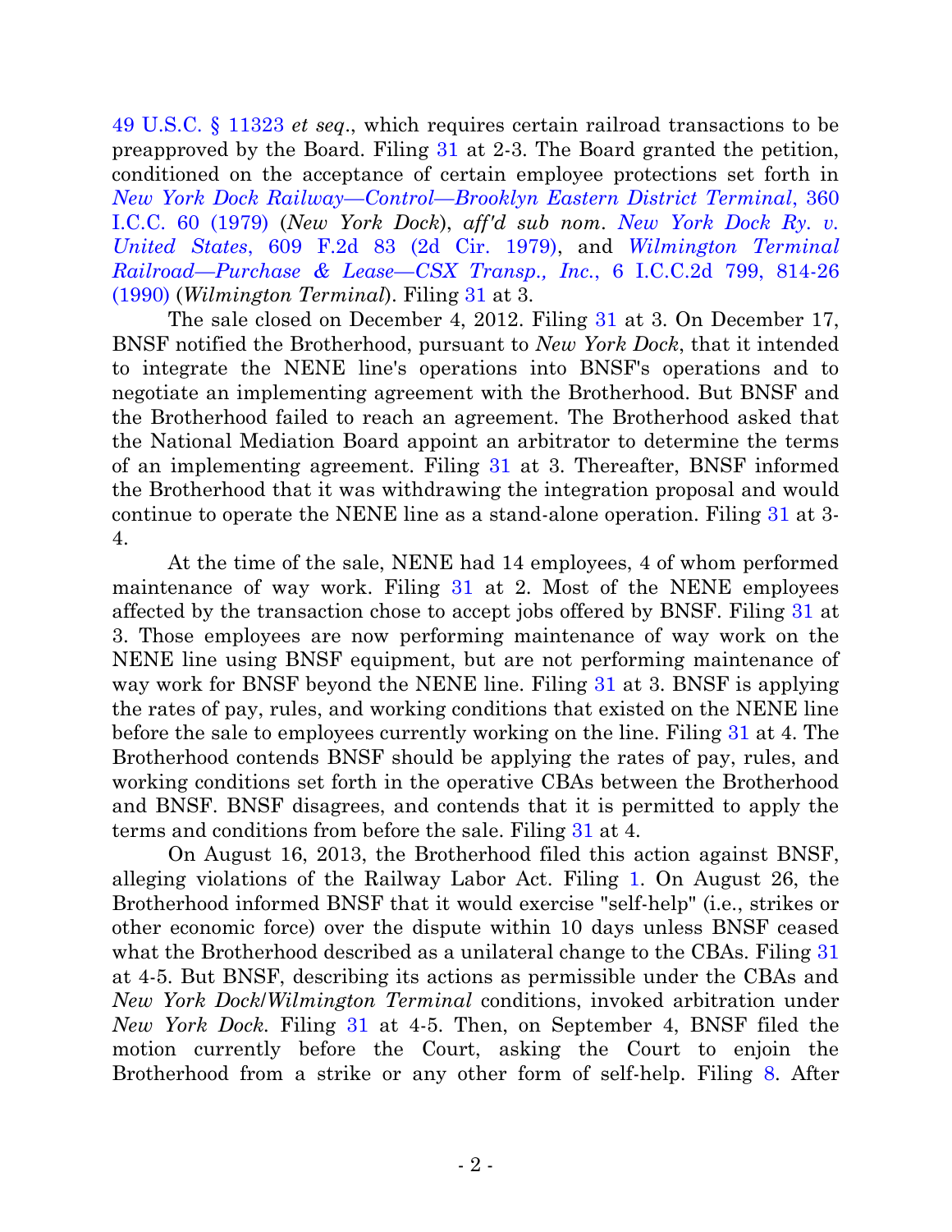49 U.S.C. § 11323 *et seq*., which requires certain railroad transactions to be preapproved by the Board. Filing 31 at 2-3. The Board granted the petition, conditioned on the acceptance of certain employee protections set forth in *New York Dock Railway—Control—Brooklyn Eastern District Terminal*, 360 I.C.C. 60 (1979) (*New York Dock*), *aff'd sub nom*. *New York Dock Ry. v. United States*, 609 F.2d 83 (2d Cir. 1979), and *Wilmington Terminal Railroad—Purchase & Lease—CSX Transp., Inc.*, 6 I.C.C.2d 799, 814-26 (1990) (*Wilmington Terminal*). Filing 31 at 3.

The sale closed on December 4, 2012. Filing 31 at 3. On December 17, BNSF notified the Brotherhood, pursuant to *New York Dock*, that it intended to integrate the NENE line's operations into BNSF's operations and to negotiate an implementing agreement with the Brotherhood. But BNSF and the Brotherhood failed to reach an agreement. The Brotherhood asked that the National Mediation Board appoint an arbitrator to determine the terms of an implementing agreement. Filing 31 at 3. Thereafter, BNSF informed the Brotherhood that it was withdrawing the integration proposal and would continue to operate the NENE line as a stand-alone operation. Filing 31 at 3-4.

At the time of the sale, NENE had 14 employees, 4 of whom performed maintenance of way work. Filing 31 at 2. Most of the NENE employees affected by the transaction chose to accept jobs offered by BNSF. Filing 31 at 3. Those employees are now performing maintenance of way work on the NENE line using BNSF equipment, but are not performing maintenance of way work for BNSF beyond the NENE line. Filing 31 at 3. BNSF is applying the rates of pay, rules, and working conditions that existed on the NENE line before the sale to employees currently working on the line. Filing 31 at 4. The Brotherhood contends BNSF should be applying the rates of pay, rules, and working conditions set forth in the operative CBAs between the Brotherhood and BNSF. BNSF disagrees, and contends that it is permitted to apply the terms and conditions from before the sale. Filing 31 at 4.

On August 16, 2013, the Brotherhood filed this action against BNSF, alleging violations of the Railway Labor Act. Filing 1. On August 26, the Brotherhood informed BNSF that it would exercise "self-help" (i.e., strikes or other economic force) over the dispute within 10 days unless BNSF ceased what the Brotherhood described as a unilateral change to the CBAs. Filing 31 at 4-5. But BNSF, describing its actions as permissible under the CBAs and *New York Dock*/*Wilmington Terminal* conditions, invoked arbitration under *New York Dock*. Filing 31 at 4-5. Then, on September 4, BNSF filed the motion currently before the Court, asking the Court to enjoin the Brotherhood from a strike or any other form of self-help. Filing 8. After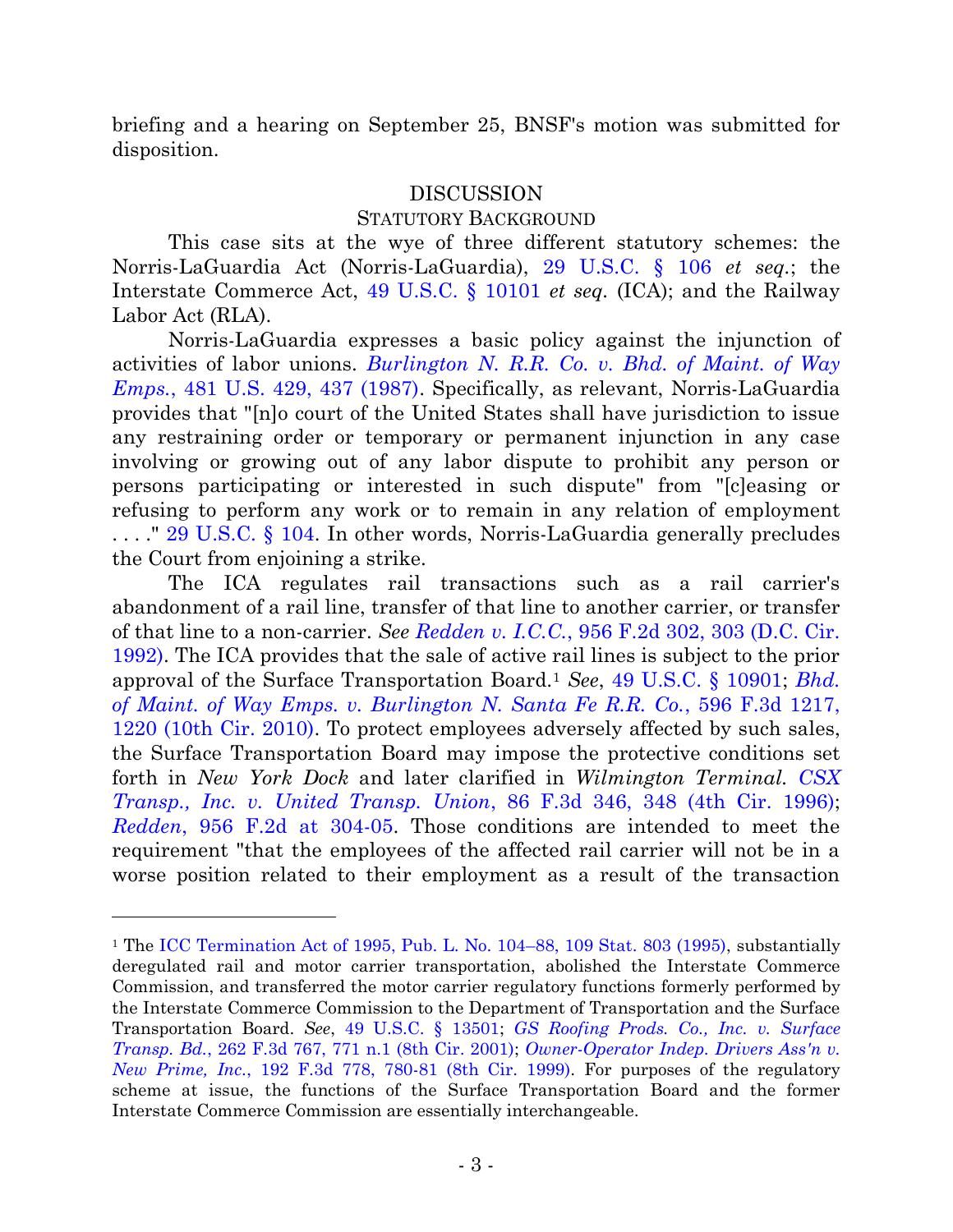briefing and a hearing on September 25, BNSF's motion was submitted for disposition.

## DISCUSSION

### STATUTORY BACKGROUND

This case sits at the wye of three different statutory schemes: the Norris-LaGuardia Act (Norris-LaGuardia), 29 U.S.C. § 106 *et seq.*; the Interstate Commerce Act, 49 U.S.C. § 10101 *et seq.* (ICA); and the Railway Labor Act (RLA).

Norris-LaGuardia expresses a basic policy against the injunction of activities of labor unions. *Burlington N. R.R. Co. v. Bhd. of Maint. of Way Emps.*, 481 U.S. 429, 437 (1987). Specifically, as relevant, Norris-LaGuardia provides that "[n]o court of the United States shall have jurisdiction to issue any restraining order or temporary or permanent injunction in any case involving or growing out of any labor dispute to prohibit any person or persons participating or interested in such dispute" from "[c]easing or refusing to perform any work or to remain in any relation of employment . . . ." 29 U.S.C. § 104. In other words, Norris-LaGuardia generally precludes the Court from enjoining a strike.

The ICA regulates rail transactions such as a rail carrier's abandonment of a rail line, transfer of that line to another carrier, or transfer of that line to a non-carrier. *See Redden v. I.C.C.*, 956 F.2d 302, 303 (D.C. Cir. 1992). The ICA provides that the sale of active rail lines is subject to the prior approval of the Surface Transportation Board.[1] *See*, 49 U.S.C. § 10901; *Bhd. of Maint. of Way Emps. v. Burlington N. Santa Fe R.R. Co.*, 596 F.3d 1217, 1220 (10th Cir. 2010). To protect employees adversely affected by such sales, the Surface Transportation Board may impose the protective conditions set forth in *New York Dock* and later clarified in *Wilmington Terminal*. *CSX Transp., Inc. v. United Transp. Union*, 86 F.3d 346, 348 (4th Cir. 1996); *Redden*, 956 F.2d at 304-05. Those conditions are intended to meet the requirement "that the employees of the affected rail carrier will not be in a worse position related to their employment as a result of the transaction

---

[1] The ICC Termination Act of 1995, Pub. L. No. 104–88, 109 Stat. 803 (1995), substantially deregulated rail and motor carrier transportation, abolished the Interstate Commerce Commission, and transferred the motor carrier regulatory functions formerly performed by the Interstate Commerce Commission to the Department of Transportation and the Surface Transportation Board. *See*, 49 U.S.C. § 13501; *GS Roofing Prods. Co., Inc. v. Surface Transp. Bd.*, 262 F.3d 767, 771 n.1 (8th Cir. 2001); *Owner-Operator Indep. Drivers Ass'n v. New Prime, Inc.*, 192 F.3d 778, 780-81 (8th Cir. 1999). For purposes of the regulatory scheme at issue, the functions of the Surface Transportation Board and the former Interstate Commerce Commission are essentially interchangeable.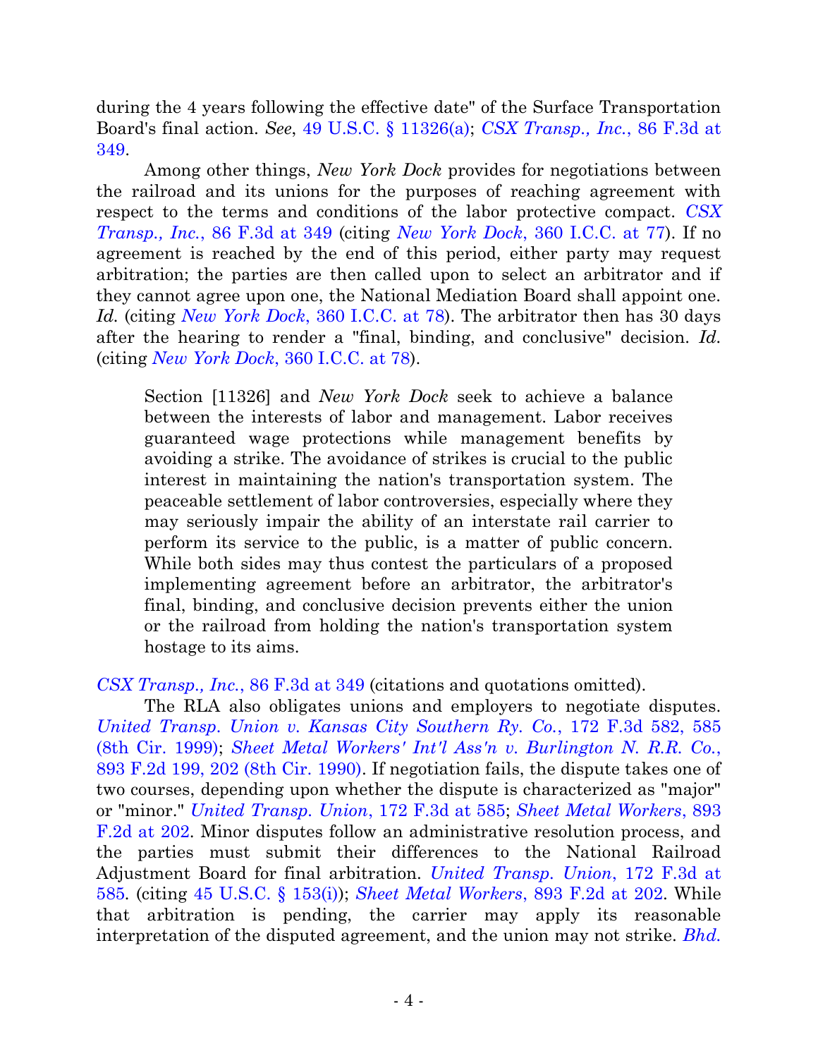during the 4 years following the effective date" of the Surface Transportation Board's final action. *See*, 49 U.S.C. § 11326(a); *CSX Transp., Inc.*, 86 F.3d at 349.

Among other things, *New York Dock* provides for negotiations between the railroad and its unions for the purposes of reaching agreement with respect to the terms and conditions of the labor protective compact. *CSX Transp., Inc.*, 86 F.3d at 349 (citing *New York Dock*, 360 I.C.C. at 77). If no agreement is reached by the end of this period, either party may request arbitration; the parties are then called upon to select an arbitrator and if they cannot agree upon one, the National Mediation Board shall appoint one. *Id.* (citing *New York Dock*, 360 I.C.C. at 78). The arbitrator then has 30 days after the hearing to render a "final, binding, and conclusive" decision. *Id.* (citing *New York Dock*, 360 I.C.C. at 78).

> Section [11326] and *New York Dock* seek to achieve a balance between the interests of labor and management. Labor receives guaranteed wage protections while management benefits by avoiding a strike. The avoidance of strikes is crucial to the public interest in maintaining the nation's transportation system. The peaceable settlement of labor controversies, especially where they may seriously impair the ability of an interstate rail carrier to perform its service to the public, is a matter of public concern. While both sides may thus contest the particulars of a proposed implementing agreement before an arbitrator, the arbitrator's final, binding, and conclusive decision prevents either the union or the railroad from holding the nation's transportation system hostage to its aims.

*CSX Transp., Inc.*, 86 F.3d at 349 (citations and quotations omitted).

The RLA also obligates unions and employers to negotiate disputes. *United Transp. Union v. Kansas City Southern Ry. Co.*, 172 F.3d 582, 585 (8th Cir. 1999); *Sheet Metal Workers' Int'l Ass'n v. Burlington N. R.R. Co.*, 893 F.2d 199, 202 (8th Cir. 1990). If negotiation fails, the dispute takes one of two courses, depending upon whether the dispute is characterized as "major" or "minor." *United Transp. Union*, 172 F.3d at 585; *Sheet Metal Workers*, 893 F.2d at 202. Minor disputes follow an administrative resolution process, and the parties must submit their differences to the National Railroad Adjustment Board for final arbitration. *United Transp. Union*, 172 F.3d at 585. (citing 45 U.S.C. § 153(i)); *Sheet Metal Workers*, 893 F.2d at 202. While that arbitration is pending, the carrier may apply its reasonable interpretation of the disputed agreement, and the union may not strike. *Bhd.*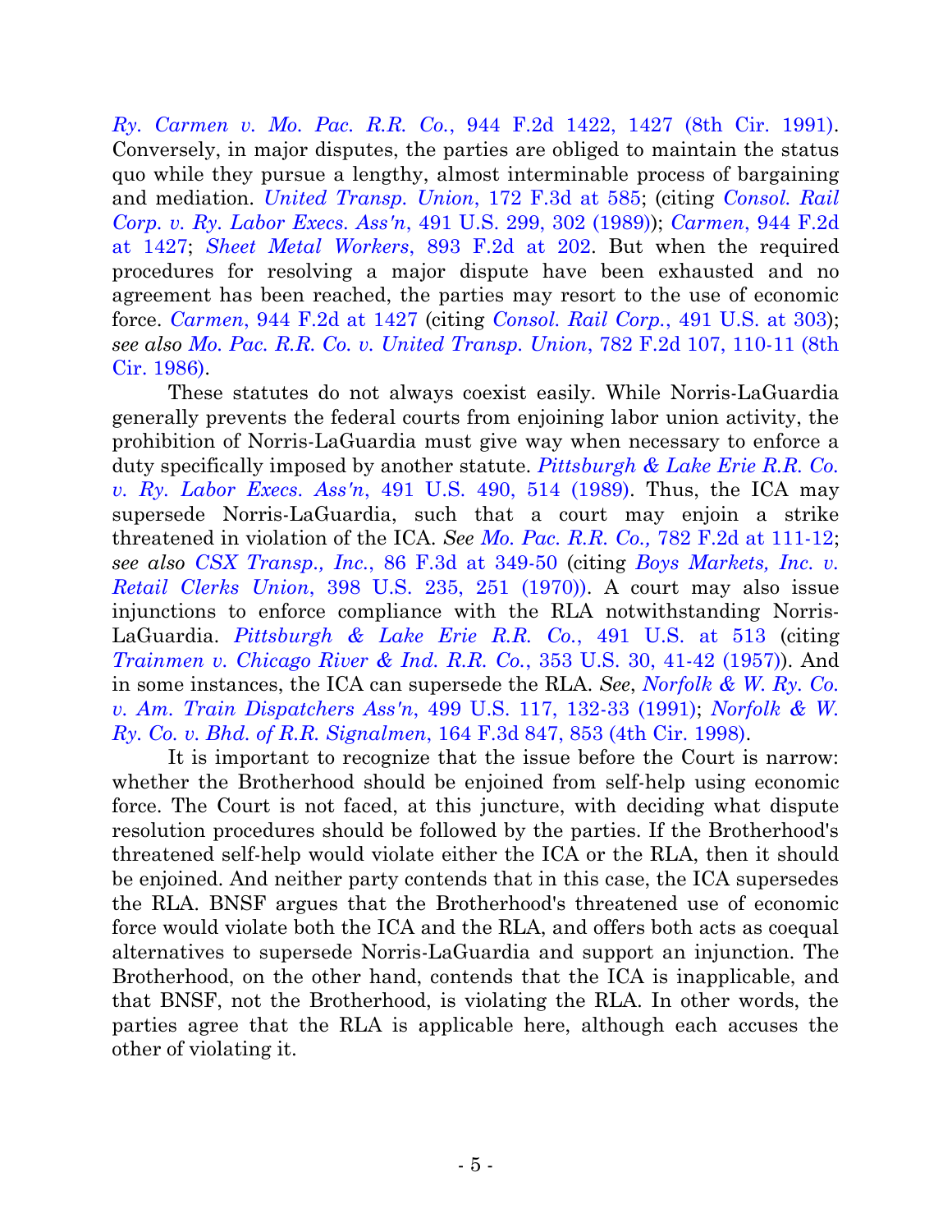*Ry. Carmen v. Mo. Pac. R.R. Co.*, 944 F.2d 1422, 1427 (8th Cir. 1991). Conversely, in major disputes, the parties are obliged to maintain the status quo while they pursue a lengthy, almost interminable process of bargaining and mediation. *United Transp. Union*, 172 F.3d at 585; (citing *Consol. Rail Corp. v. Ry. Labor Execs. Ass'n*, 491 U.S. 299, 302 (1989)); *Carmen*, 944 F.2d at 1427; *Sheet Metal Workers*, 893 F.2d at 202. But when the required procedures for resolving a major dispute have been exhausted and no agreement has been reached, the parties may resort to the use of economic force. *Carmen*, 944 F.2d at 1427 (citing *Consol. Rail Corp.*, 491 U.S. at 303); *see also Mo. Pac. R.R. Co. v. United Transp. Union*, 782 F.2d 107, 110-11 (8th Cir. 1986).

These statutes do not always coexist easily. While Norris-LaGuardia generally prevents the federal courts from enjoining labor union activity, the prohibition of Norris-LaGuardia must give way when necessary to enforce a duty specifically imposed by another statute. *Pittsburgh & Lake Erie R.R. Co. v. Ry. Labor Execs. Ass'n*, 491 U.S. 490, 514 (1989). Thus, the ICA may supersede Norris-LaGuardia, such that a court may enjoin a strike threatened in violation of the ICA. *See Mo. Pac. R.R. Co.,* 782 F.2d at 111-12; *see also CSX Transp., Inc.*, 86 F.3d at 349-50 (citing *Boys Markets, Inc. v. Retail Clerks Union*, 398 U.S. 235, 251 (1970)). A court may also issue injunctions to enforce compliance with the RLA notwithstanding Norris-LaGuardia. *Pittsburgh & Lake Erie R.R. Co.*, 491 U.S. at 513 (citing *Trainmen v. Chicago River & Ind. R.R. Co.*, 353 U.S. 30, 41-42 (1957)). And in some instances, the ICA can supersede the RLA. *See*, *Norfolk & W. Ry. Co. v. Am. Train Dispatchers Ass'n*, 499 U.S. 117, 132-33 (1991); *Norfolk & W. Ry. Co. v. Bhd. of R.R. Signalmen*, 164 F.3d 847, 853 (4th Cir. 1998).

It is important to recognize that the issue before the Court is narrow: whether the Brotherhood should be enjoined from self-help using economic force. The Court is not faced, at this juncture, with deciding what dispute resolution procedures should be followed by the parties. If the Brotherhood's threatened self-help would violate either the ICA or the RLA, then it should be enjoined. And neither party contends that in this case, the ICA supersedes the RLA. BNSF argues that the Brotherhood's threatened use of economic force would violate both the ICA and the RLA, and offers both acts as coequal alternatives to supersede Norris-LaGuardia and support an injunction. The Brotherhood, on the other hand, contends that the ICA is inapplicable, and that BNSF, not the Brotherhood, is violating the RLA. In other words, the parties agree that the RLA is applicable here, although each accuses the other of violating it.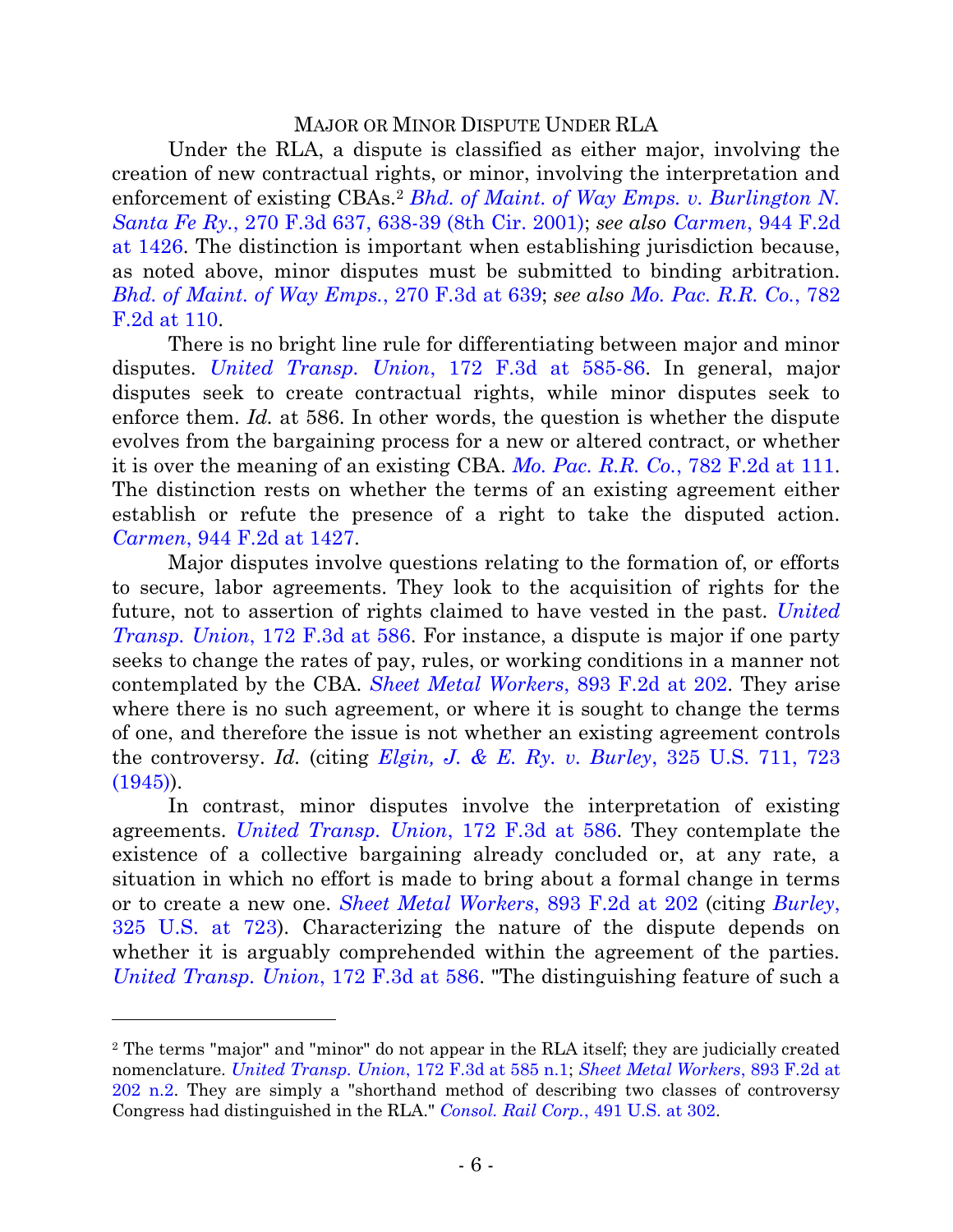## MAJOR OR MINOR DISPUTE UNDER RLA

Under the RLA, a dispute is classified as either major, involving the creation of new contractual rights, or minor, involving the interpretation and enforcement of existing CBAs.[2] *Bhd. of Maint. of Way Emps. v. Burlington N. Santa Fe Ry.*, 270 F.3d 637, 638-39 (8th Cir. 2001); *see also Carmen*, 944 F.2d at 1426. The distinction is important when establishing jurisdiction because, as noted above, minor disputes must be submitted to binding arbitration. *Bhd. of Maint. of Way Emps.*, 270 F.3d at 639; *see also Mo. Pac. R.R. Co.*, 782 F.2d at 110.

There is no bright line rule for differentiating between major and minor disputes. *United Transp. Union*, 172 F.3d at 585-86. In general, major disputes seek to create contractual rights, while minor disputes seek to enforce them. *Id.* at 586. In other words, the question is whether the dispute evolves from the bargaining process for a new or altered contract, or whether it is over the meaning of an existing CBA. *Mo. Pac. R.R. Co.*, 782 F.2d at 111. The distinction rests on whether the terms of an existing agreement either establish or refute the presence of a right to take the disputed action. *Carmen*, 944 F.2d at 1427.

Major disputes involve questions relating to the formation of, or efforts to secure, labor agreements. They look to the acquisition of rights for the future, not to assertion of rights claimed to have vested in the past. *United Transp. Union*, 172 F.3d at 586. For instance, a dispute is major if one party seeks to change the rates of pay, rules, or working conditions in a manner not contemplated by the CBA. *Sheet Metal Workers*, 893 F.2d at 202. They arise where there is no such agreement, or where it is sought to change the terms of one, and therefore the issue is not whether an existing agreement controls the controversy. *Id.* (citing *Elgin, J. & E. Ry. v. Burley*, 325 U.S. 711, 723 (1945)).

In contrast, minor disputes involve the interpretation of existing agreements. *United Transp. Union*, 172 F.3d at 586. They contemplate the existence of a collective bargaining already concluded or, at any rate, a situation in which no effort is made to bring about a formal change in terms or to create a new one. *Sheet Metal Workers*, 893 F.2d at 202 (citing *Burley*, 325 U.S. at 723). Characterizing the nature of the dispute depends on whether it is arguably comprehended within the agreement of the parties. *United Transp. Union*, 172 F.3d at 586. "The distinguishing feature of such a

---

[2] The terms "major" and "minor" do not appear in the RLA itself; they are judicially created nomenclature. *United Transp. Union*, 172 F.3d at 585 n.1; *Sheet Metal Workers*, 893 F.2d at 202 n.2. They are simply a "shorthand method of describing two classes of controversy Congress had distinguished in the RLA." *Consol. Rail Corp.*, 491 U.S. at 302.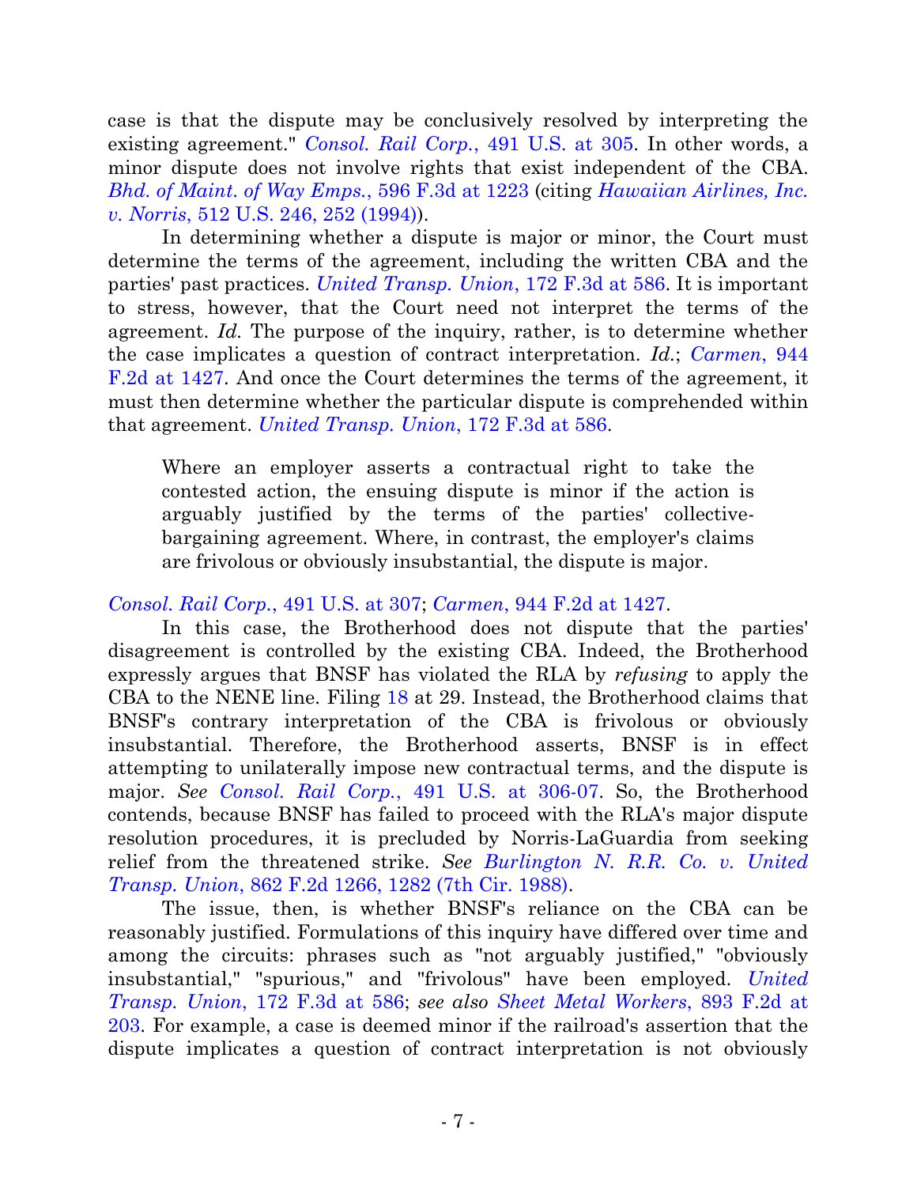case is that the dispute may be conclusively resolved by interpreting the existing agreement." *Consol. Rail Corp.*, 491 U.S. at 305. In other words, a minor dispute does not involve rights that exist independent of the CBA. *Bhd. of Maint. of Way Emps.*, 596 F.3d at 1223 (citing *Hawaiian Airlines, Inc. v. Norris*, 512 U.S. 246, 252 (1994)).

In determining whether a dispute is major or minor, the Court must determine the terms of the agreement, including the written CBA and the parties' past practices. *United Transp. Union*, 172 F.3d at 586. It is important to stress, however, that the Court need not interpret the terms of the agreement. *Id.* The purpose of the inquiry, rather, is to determine whether the case implicates a question of contract interpretation. *Id.*; *Carmen*, 944 F.2d at 1427. And once the Court determines the terms of the agreement, it must then determine whether the particular dispute is comprehended within that agreement. *United Transp. Union*, 172 F.3d at 586.

> Where an employer asserts a contractual right to take the contested action, the ensuing dispute is minor if the action is arguably justified by the terms of the parties' collective-bargaining agreement. Where, in contrast, the employer's claims are frivolous or obviously insubstantial, the dispute is major.

*Consol. Rail Corp.*, 491 U.S. at 307; *Carmen*, 944 F.2d at 1427.

In this case, the Brotherhood does not dispute that the parties' disagreement is controlled by the existing CBA. Indeed, the Brotherhood expressly argues that BNSF has violated the RLA by *refusing* to apply the CBA to the NENE line. Filing 18 at 29. Instead, the Brotherhood claims that BNSF's contrary interpretation of the CBA is frivolous or obviously insubstantial. Therefore, the Brotherhood asserts, BNSF is in effect attempting to unilaterally impose new contractual terms, and the dispute is major. *See Consol. Rail Corp.*, 491 U.S. at 306-07. So, the Brotherhood contends, because BNSF has failed to proceed with the RLA's major dispute resolution procedures, it is precluded by Norris-LaGuardia from seeking relief from the threatened strike. *See Burlington N. R.R. Co. v. United Transp. Union*, 862 F.2d 1266, 1282 (7th Cir. 1988).

The issue, then, is whether BNSF's reliance on the CBA can be reasonably justified. Formulations of this inquiry have differed over time and among the circuits: phrases such as "not arguably justified," "obviously insubstantial," "spurious," and "frivolous" have been employed. *United Transp. Union*, 172 F.3d at 586; *see also Sheet Metal Workers*, 893 F.2d at 203. For example, a case is deemed minor if the railroad's assertion that the dispute implicates a question of contract interpretation is not obviously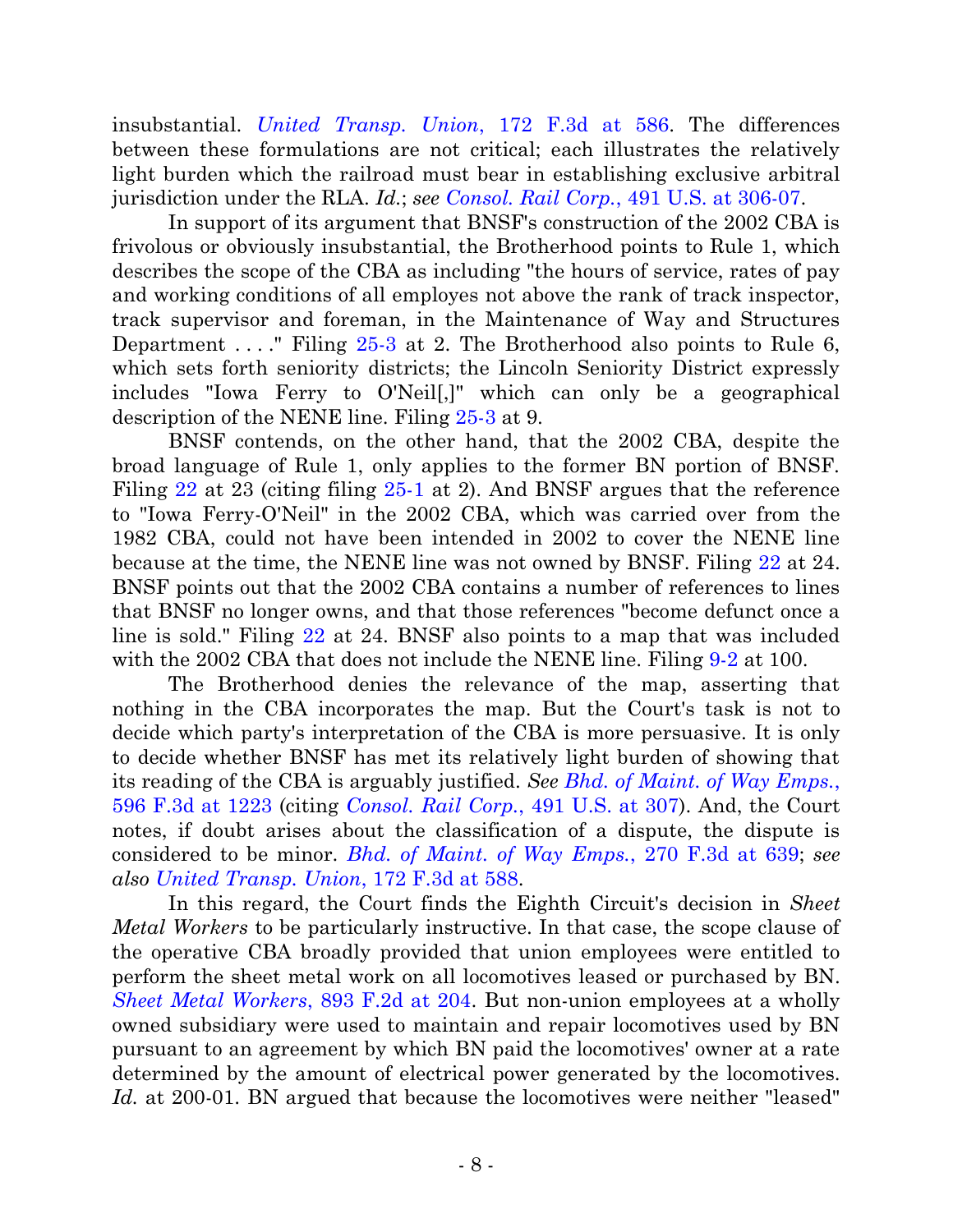insubstantial. *United Transp. Union*, 172 F.3d at 586. The differences between these formulations are not critical; each illustrates the relatively light burden which the railroad must bear in establishing exclusive arbitral jurisdiction under the RLA. *Id.*; *see Consol. Rail Corp.*, 491 U.S. at 306-07.

In support of its argument that BNSF's construction of the 2002 CBA is frivolous or obviously insubstantial, the Brotherhood points to Rule 1, which describes the scope of the CBA as including "the hours of service, rates of pay and working conditions of all employes not above the rank of track inspector, track supervisor and foreman, in the Maintenance of Way and Structures Department . . . ." Filing 25-3 at 2. The Brotherhood also points to Rule 6, which sets forth seniority districts; the Lincoln Seniority District expressly includes "Iowa Ferry to O'Neil[,]" which can only be a geographical description of the NENE line. Filing 25-3 at 9.

BNSF contends, on the other hand, that the 2002 CBA, despite the broad language of Rule 1, only applies to the former BN portion of BNSF. Filing 22 at 23 (citing filing 25-1 at 2). And BNSF argues that the reference to "Iowa Ferry-O'Neil" in the 2002 CBA, which was carried over from the 1982 CBA, could not have been intended in 2002 to cover the NENE line because at the time, the NENE line was not owned by BNSF. Filing 22 at 24. BNSF points out that the 2002 CBA contains a number of references to lines that BNSF no longer owns, and that those references "become defunct once a line is sold." Filing 22 at 24. BNSF also points to a map that was included with the 2002 CBA that does not include the NENE line. Filing 9-2 at 100.

The Brotherhood denies the relevance of the map, asserting that nothing in the CBA incorporates the map. But the Court's task is not to decide which party's interpretation of the CBA is more persuasive. It is only to decide whether BNSF has met its relatively light burden of showing that its reading of the CBA is arguably justified. *See Bhd. of Maint. of Way Emps.*, 596 F.3d at 1223 (citing *Consol. Rail Corp.*, 491 U.S. at 307). And, the Court notes, if doubt arises about the classification of a dispute, the dispute is considered to be minor. *Bhd. of Maint. of Way Emps.*, 270 F.3d at 639; *see also United Transp. Union*, 172 F.3d at 588.

In this regard, the Court finds the Eighth Circuit's decision in *Sheet Metal Workers* to be particularly instructive. In that case, the scope clause of the operative CBA broadly provided that union employees were entitled to perform the sheet metal work on all locomotives leased or purchased by BN. *Sheet Metal Workers*, 893 F.2d at 204. But non-union employees at a wholly owned subsidiary were used to maintain and repair locomotives used by BN pursuant to an agreement by which BN paid the locomotives' owner at a rate determined by the amount of electrical power generated by the locomotives. *Id.* at 200-01. BN argued that because the locomotives were neither "leased"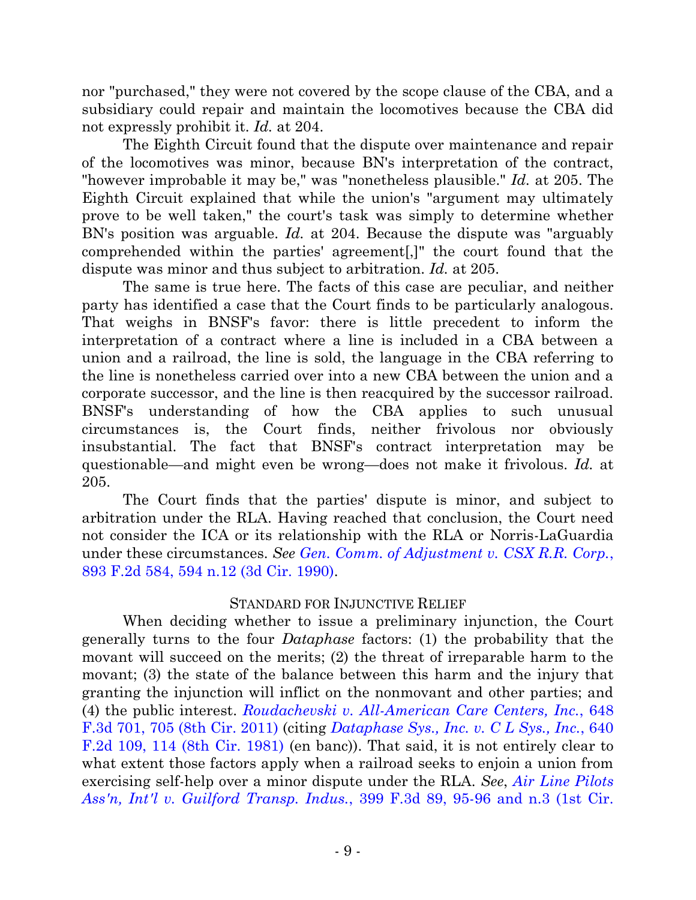nor "purchased," they were not covered by the scope clause of the CBA, and a subsidiary could repair and maintain the locomotives because the CBA did not expressly prohibit it. *Id.* at 204.

The Eighth Circuit found that the dispute over maintenance and repair of the locomotives was minor, because BN's interpretation of the contract, "however improbable it may be," was "nonetheless plausible." *Id.* at 205. The Eighth Circuit explained that while the union's "argument may ultimately prove to be well taken," the court's task was simply to determine whether BN's position was arguable. *Id.* at 204. Because the dispute was "arguably comprehended within the parties' agreement[,]" the court found that the dispute was minor and thus subject to arbitration. *Id.* at 205.

The same is true here. The facts of this case are peculiar, and neither party has identified a case that the Court finds to be particularly analogous. That weighs in BNSF's favor: there is little precedent to inform the interpretation of a contract where a line is included in a CBA between a union and a railroad, the line is sold, the language in the CBA referring to the line is nonetheless carried over into a new CBA between the union and a corporate successor, and the line is then reacquired by the successor railroad. BNSF's understanding of how the CBA applies to such unusual circumstances is, the Court finds, neither frivolous nor obviously insubstantial. The fact that BNSF's contract interpretation may be questionable—and might even be wrong—does not make it frivolous. *Id.* at 205.

The Court finds that the parties' dispute is minor, and subject to arbitration under the RLA. Having reached that conclusion, the Court need not consider the ICA or its relationship with the RLA or Norris-LaGuardia under these circumstances. *See Gen. Comm. of Adjustment v. CSX R.R. Corp.*, 893 F.2d 584, 594 n.12 (3d Cir. 1990).

## STANDARD FOR INJUNCTIVE RELIEF

When deciding whether to issue a preliminary injunction, the Court generally turns to the four *Dataphase* factors: (1) the probability that the movant will succeed on the merits; (2) the threat of irreparable harm to the movant; (3) the state of the balance between this harm and the injury that granting the injunction will inflict on the nonmovant and other parties; and (4) the public interest. *Roudachevski v. All-American Care Centers, Inc.*, 648 F.3d 701, 705 (8th Cir. 2011) (citing *Dataphase Sys., Inc. v. C L Sys., Inc.*, 640 F.2d 109, 114 (8th Cir. 1981) (en banc)). That said, it is not entirely clear to what extent those factors apply when a railroad seeks to enjoin a union from exercising self-help over a minor dispute under the RLA. *See*, *Air Line Pilots Ass'n, Int'l v. Guilford Transp. Indus.*, 399 F.3d 89, 95-96 and n.3 (1st Cir.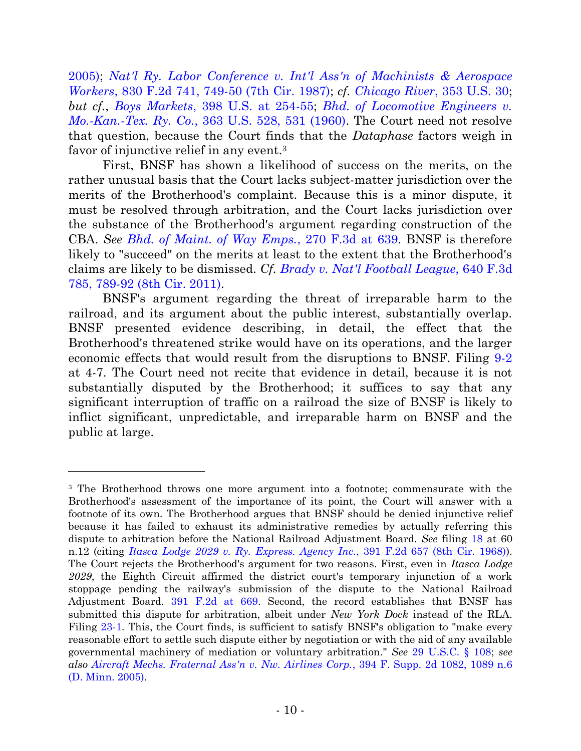2005); *Nat'l Ry. Labor Conference v. Int'l Ass'n of Machinists & Aerospace Workers*, 830 F.2d 741, 749-50 (7th Cir. 1987); *cf. Chicago River*, 353 U.S. 30; *but cf.*, *Boys Markets*, 398 U.S. at 254-55; *Bhd. of Locomotive Engineers v. Mo.-Kan.-Tex. Ry. Co.*, 363 U.S. 528, 531 (1960). The Court need not resolve that question, because the Court finds that the *Dataphase* factors weigh in favor of injunctive relief in any event.[3]

First, BNSF has shown a likelihood of success on the merits, on the rather unusual basis that the Court lacks subject-matter jurisdiction over the merits of the Brotherhood's complaint. Because this is a minor dispute, it must be resolved through arbitration, and the Court lacks jurisdiction over the substance of the Brotherhood's argument regarding construction of the CBA. *See Bhd. of Maint. of Way Emps.*, 270 F.3d at 639. BNSF is therefore likely to "succeed" on the merits at least to the extent that the Brotherhood's claims are likely to be dismissed. *Cf. Brady v. Nat'l Football League*, 640 F.3d 785, 789-92 (8th Cir. 2011).

BNSF's argument regarding the threat of irreparable harm to the railroad, and its argument about the public interest, substantially overlap. BNSF presented evidence describing, in detail, the effect that the Brotherhood's threatened strike would have on its operations, and the larger economic effects that would result from the disruptions to BNSF. Filing 9-2 at 4-7. The Court need not recite that evidence in detail, because it is not substantially disputed by the Brotherhood; it suffices to say that any significant interruption of traffic on a railroad the size of BNSF is likely to inflict significant, unpredictable, and irreparable harm on BNSF and the public at large.

---

[3] The Brotherhood throws one more argument into a footnote; commensurate with the Brotherhood's assessment of the importance of its point, the Court will answer with a footnote of its own. The Brotherhood argues that BNSF should be denied injunctive relief because it has failed to exhaust its administrative remedies by actually referring this dispute to arbitration before the National Railroad Adjustment Board. *See* filing 18 at 60 n.12 (citing *Itasca Lodge 2029 v. Ry. Express. Agency Inc.*, 391 F.2d 657 (8th Cir. 1968)). The Court rejects the Brotherhood's argument for two reasons. First, even in *Itasca Lodge 2029*, the Eighth Circuit affirmed the district court's temporary injunction of a work stoppage pending the railway's submission of the dispute to the National Railroad Adjustment Board. 391 F.2d at 669. Second, the record establishes that BNSF has submitted this dispute for arbitration, albeit under *New York Dock* instead of the RLA. Filing 23-1. This, the Court finds, is sufficient to satisfy BNSF's obligation to "make every reasonable effort to settle such dispute either by negotiation or with the aid of any available governmental machinery of mediation or voluntary arbitration." *See* 29 U.S.C. § 108; *see also Aircraft Mechs. Fraternal Ass'n v. Nw. Airlines Corp.*, 394 F. Supp. 2d 1082, 1089 n.6 (D. Minn. 2005).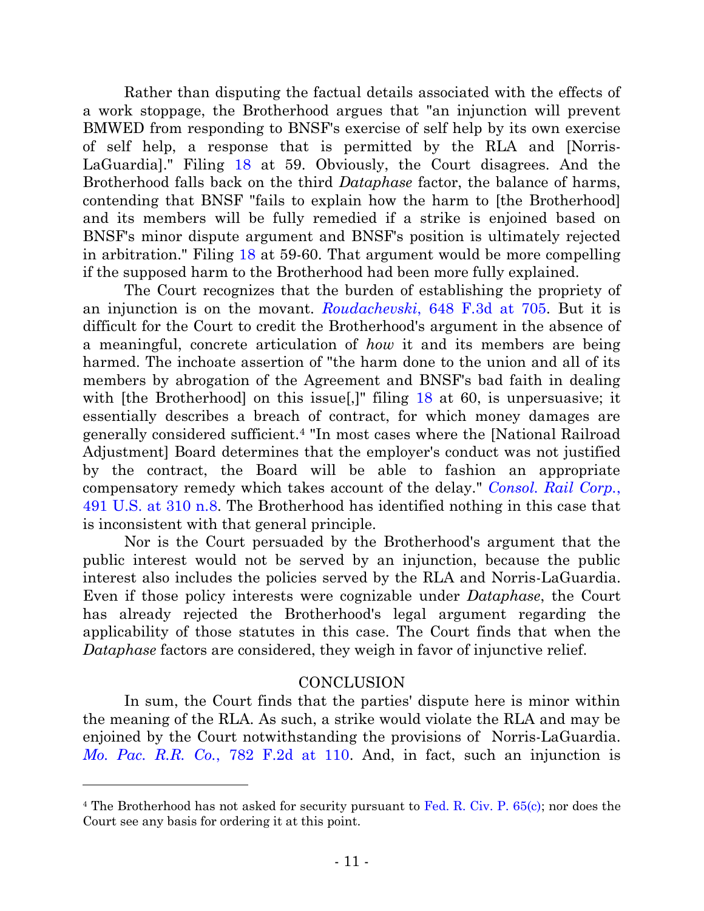Rather than disputing the factual details associated with the effects of a work stoppage, the Brotherhood argues that "an injunction will prevent BMWED from responding to BNSF's exercise of self help by its own exercise of self help, a response that is permitted by the RLA and [Norris-LaGuardia]." Filing 18 at 59. Obviously, the Court disagrees. And the Brotherhood falls back on the third *Dataphase* factor, the balance of harms, contending that BNSF "fails to explain how the harm to [the Brotherhood] and its members will be fully remedied if a strike is enjoined based on BNSF's minor dispute argument and BNSF's position is ultimately rejected in arbitration." Filing 18 at 59-60. That argument would be more compelling if the supposed harm to the Brotherhood had been more fully explained.

The Court recognizes that the burden of establishing the propriety of an injunction is on the movant. *Roudachevski*, 648 F.3d at 705. But it is difficult for the Court to credit the Brotherhood's argument in the absence of a meaningful, concrete articulation of *how* it and its members are being harmed. The inchoate assertion of "the harm done to the union and all of its members by abrogation of the Agreement and BNSF's bad faith in dealing with [the Brotherhood] on this issue[,]" filing 18 at 60, is unpersuasive; it essentially describes a breach of contract, for which money damages are generally considered sufficient.[4] "In most cases where the [National Railroad Adjustment] Board determines that the employer's conduct was not justified by the contract, the Board will be able to fashion an appropriate compensatory remedy which takes account of the delay." *Consol. Rail Corp.*, 491 U.S. at 310 n.8. The Brotherhood has identified nothing in this case that is inconsistent with that general principle.

Nor is the Court persuaded by the Brotherhood's argument that the public interest would not be served by an injunction, because the public interest also includes the policies served by the RLA and Norris-LaGuardia. Even if those policy interests were cognizable under *Dataphase*, the Court has already rejected the Brotherhood's legal argument regarding the applicability of those statutes in this case. The Court finds that when the *Dataphase* factors are considered, they weigh in favor of injunctive relief.

## CONCLUSION

In sum, the Court finds that the parties' dispute here is minor within the meaning of the RLA. As such, a strike would violate the RLA and may be enjoined by the Court notwithstanding the provisions of Norris-LaGuardia. *Mo. Pac. R.R. Co.*, 782 F.2d at 110. And, in fact, such an injunction is

---

[4] The Brotherhood has not asked for security pursuant to Fed. R. Civ. P. 65(c); nor does the Court see any basis for ordering it at this point.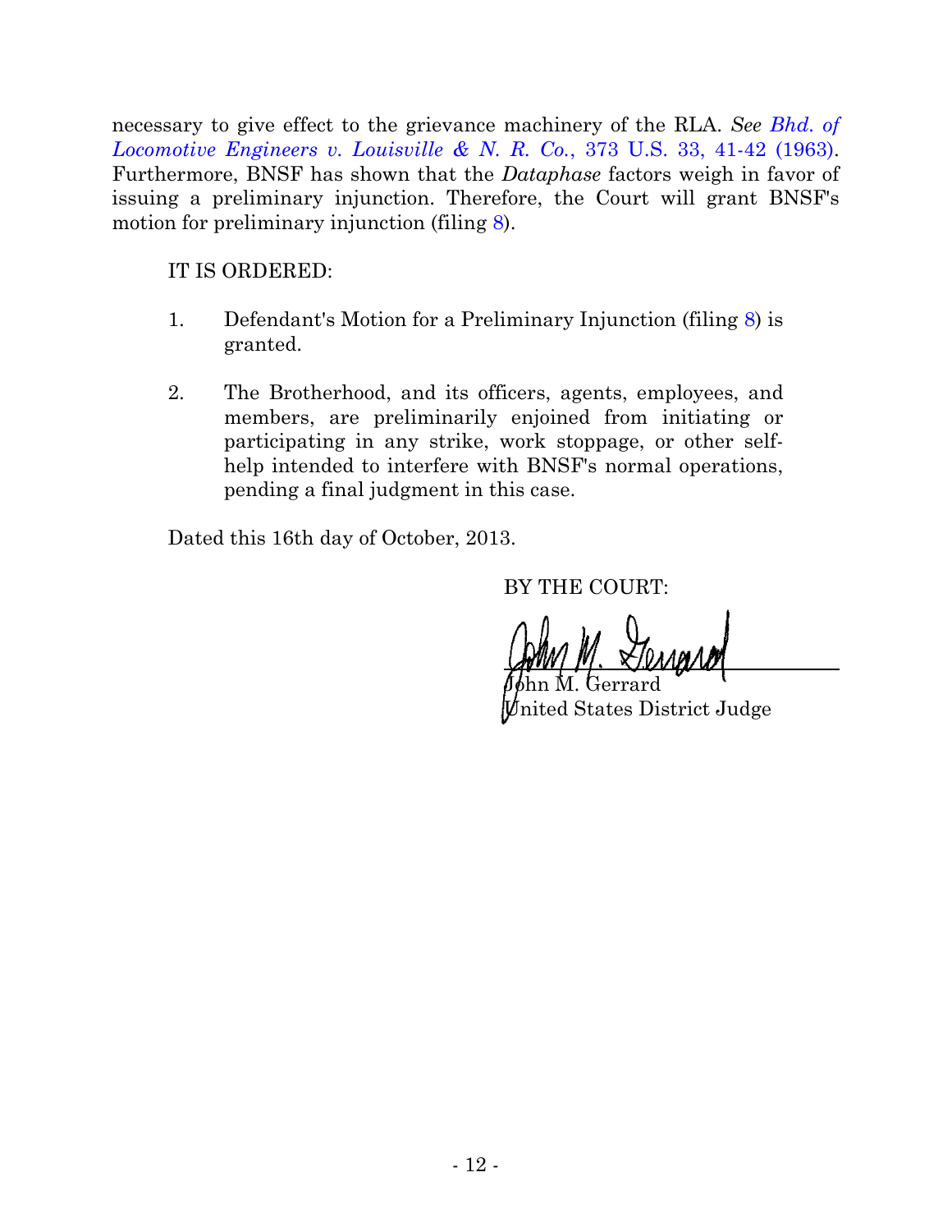necessary to give effect to the grievance machinery of the RLA. *See Bhd. of Locomotive Engineers v. Louisville & N. R. Co.*, 373 U.S. 33, 41-42 (1963). Furthermore, BNSF has shown that the *Dataphase* factors weigh in favor of issuing a preliminary injunction. Therefore, the Court will grant BNSF's motion for preliminary injunction (filing 8).

IT IS ORDERED:

1. Defendant's Motion for a Preliminary Injunction (filing 8) is granted.

2. The Brotherhood, and its officers, agents, employees, and members, are preliminarily enjoined from initiating or participating in any strike, work stoppage, or other self-help intended to interfere with BNSF's normal operations, pending a final judgment in this case.

Dated this 16th day of October, 2013.

BY THE COURT:

John M. Gerrard
United States District Judge